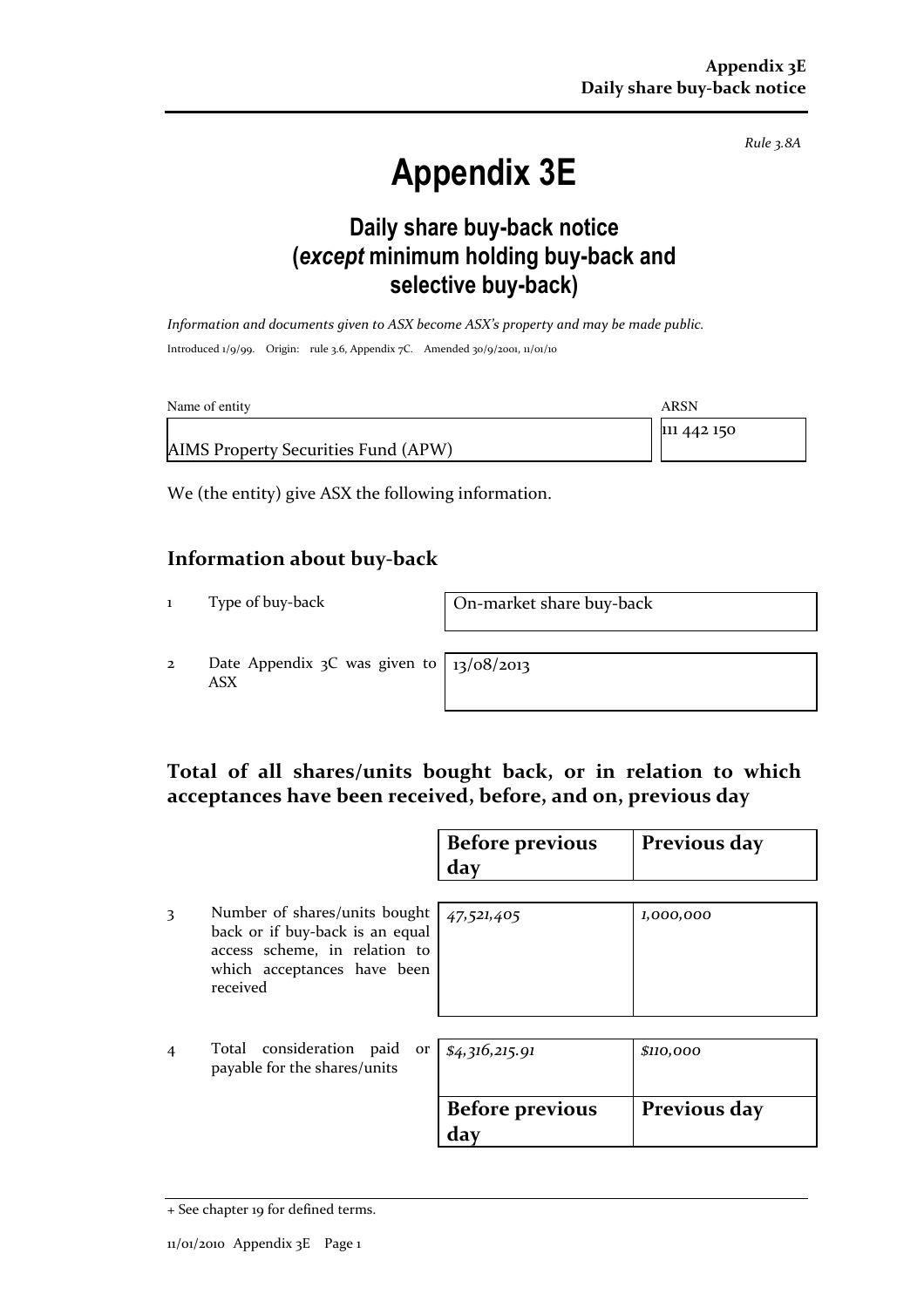*Rule 3.8A*

# Appendix 3E

## Daily share buy-back notice (*except* minimum holding buy-back and selective buy-back)

*Information and documents given to ASX become ASX's property and may be made public.*

Introduced 1/9/99. Origin: rule 3.6, Appendix 7C. Amended 30/9/2001, 11/01/10

| Name of entity | ARSN |
|---|---|
| AIMS Property Securities Fund (APW) | 111 442 150 |

We (the entity) give ASX the following information.

### Information about buy-back

| | | |
|---|---|---|
| 1 | Type of buy-back | On-market share buy-back |
| 2 | Date Appendix 3C was given to ASX | 13/08/2013 |

### Total of all shares/units bought back, or in relation to which acceptances have been received, before, and on, previous day

| | | Before previous day | Previous day |
|---|---|---|---|
| 3 | Number of shares/units bought back or if buy-back is an equal access scheme, in relation to which acceptances have been received | *47,521,405* | *1,000,000* |
| 4 | Total consideration paid or payable for the shares/units | *$4,316,215.91* | *$110,000* |

| Before previous day | Previous day |
|---|---|

+ See chapter 19 for defined terms.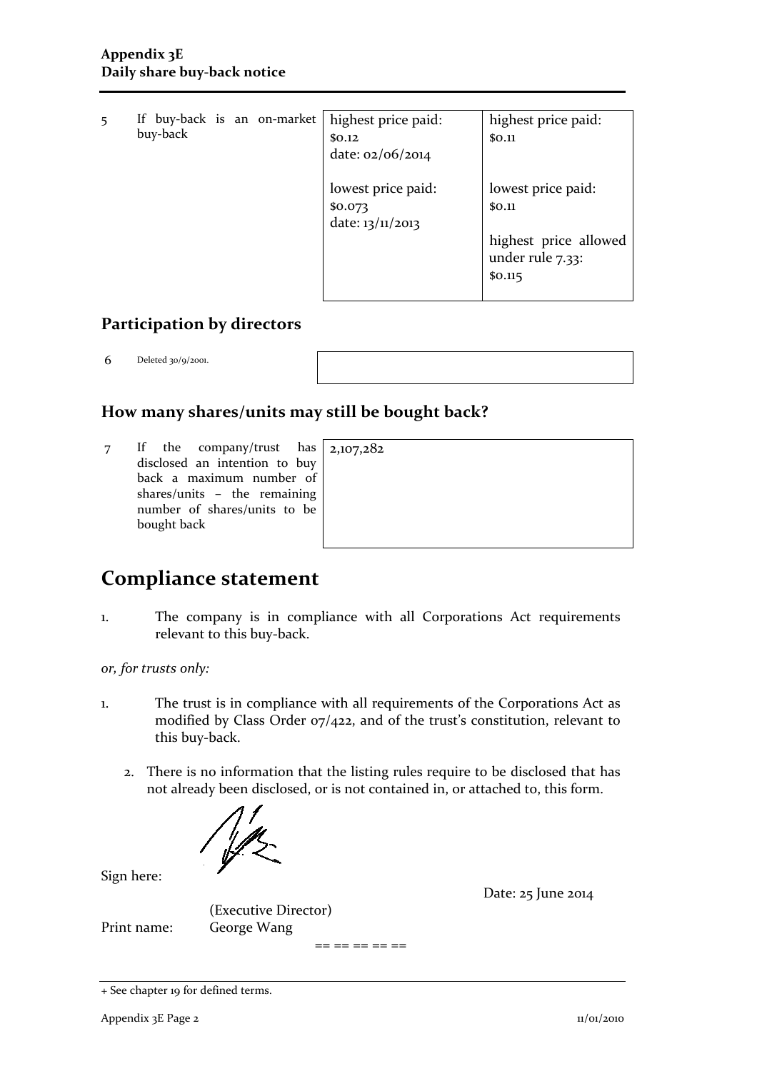| | | | |
|---|---|---|---|
| 5 | If buy-back is an on-market buy-back | highest price paid: $0.12<br>date: 02/06/2014<br><br>lowest price paid: $0.073<br>date: 13/11/2013 | highest price paid: $0.11<br><br>lowest price paid: $0.11<br><br>highest price allowed under rule 7.33: $0.115 |

## Participation by directors

| | | |
|---|---|---|
| 6 | Deleted 30/9/2001. | |

## How many shares/units may still be bought back?

| | | |
|---|---|---|
| 7 | If the company/trust has disclosed an intention to buy back a maximum number of shares/units – the remaining number of shares/units to be bought back | 2,107,282 |

# Compliance statement

1. The company is in compliance with all Corporations Act requirements relevant to this buy-back.

*or, for trusts only:*

1. The trust is in compliance with all requirements of the Corporations Act as modified by Class Order 07/422, and of the trust's constitution, relevant to this buy-back.

2. There is no information that the listing rules require to be disclosed that has not already been disclosed, or is not contained in, or attached to, this form.

Sign here:

Date: 25 June 2014

(Executive Director)

Print name: George Wang

== == == == ==

+ See chapter 19 for defined terms.